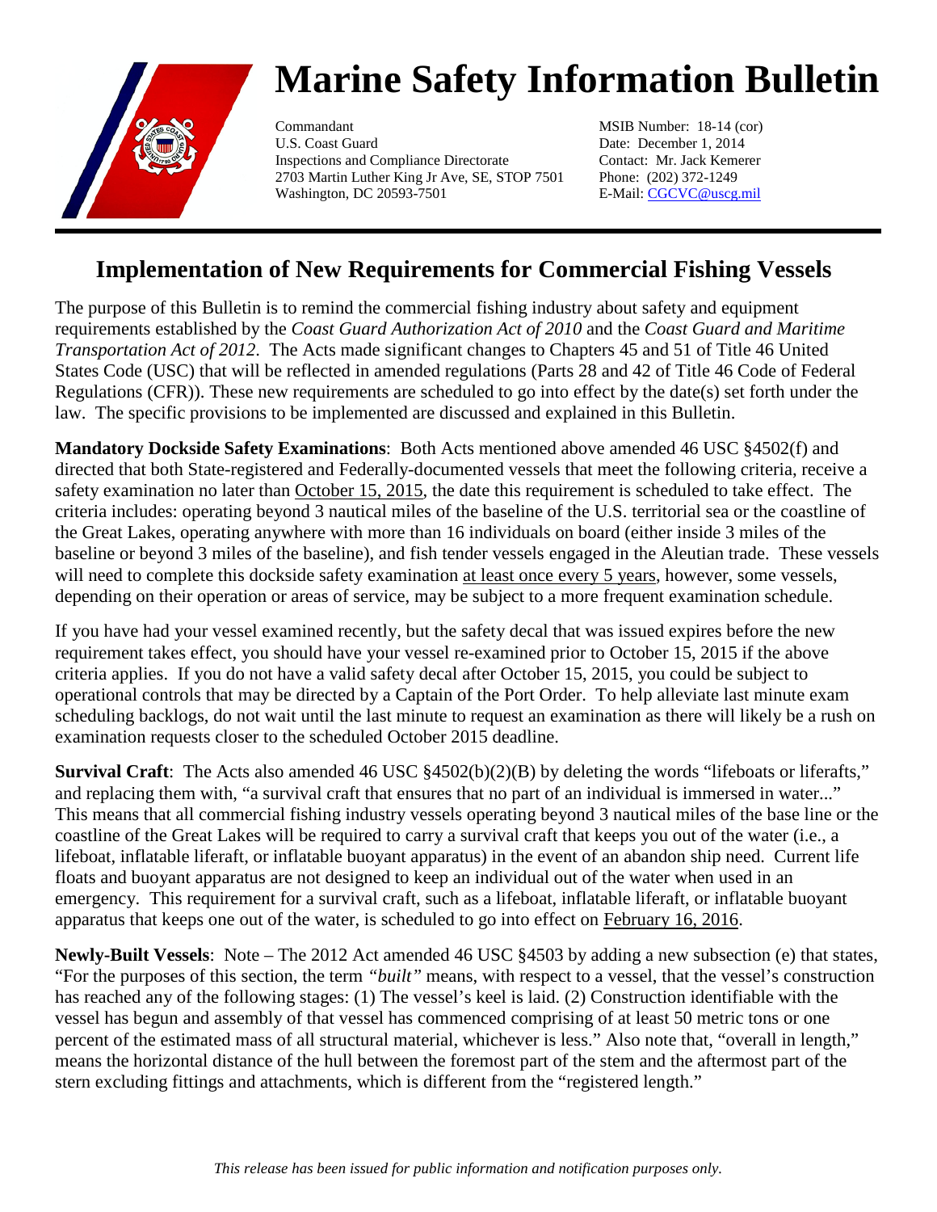# Marine Safety Information Bulletin

Commandant
U.S. Coast Guard
Inspections and Compliance Directorate
2703 Martin Luther King Jr Ave, SE, STOP 7501
Washington, DC 20593-7501

MSIB Number: 18-14 (cor)
Date: December 1, 2014
Contact: Mr. Jack Kemerer
Phone: (202) 372-1249
E-Mail: CGCVC@uscg.mil

---

## Implementation of New Requirements for Commercial Fishing Vessels

The purpose of this Bulletin is to remind the commercial fishing industry about safety and equipment requirements established by the *Coast Guard Authorization Act of 2010* and the *Coast Guard and Maritime Transportation Act of 2012*. The Acts made significant changes to Chapters 45 and 51 of Title 46 United States Code (USC) that will be reflected in amended regulations (Parts 28 and 42 of Title 46 Code of Federal Regulations (CFR)). These new requirements are scheduled to go into effect by the date(s) set forth under the law. The specific provisions to be implemented are discussed and explained in this Bulletin.

**Mandatory Dockside Safety Examinations**: Both Acts mentioned above amended 46 USC §4502(f) and directed that both State-registered and Federally-documented vessels that meet the following criteria, receive a safety examination no later than October 15, 2015, the date this requirement is scheduled to take effect. The criteria includes: operating beyond 3 nautical miles of the baseline of the U.S. territorial sea or the coastline of the Great Lakes, operating anywhere with more than 16 individuals on board (either inside 3 miles of the baseline or beyond 3 miles of the baseline), and fish tender vessels engaged in the Aleutian trade. These vessels will need to complete this dockside safety examination at least once every 5 years, however, some vessels, depending on their operation or areas of service, may be subject to a more frequent examination schedule.

If you have had your vessel examined recently, but the safety decal that was issued expires before the new requirement takes effect, you should have your vessel re-examined prior to October 15, 2015 if the above criteria applies. If you do not have a valid safety decal after October 15, 2015, you could be subject to operational controls that may be directed by a Captain of the Port Order. To help alleviate last minute exam scheduling backlogs, do not wait until the last minute to request an examination as there will likely be a rush on examination requests closer to the scheduled October 2015 deadline.

**Survival Craft**: The Acts also amended 46 USC §4502(b)(2)(B) by deleting the words "lifeboats or liferafts," and replacing them with, "a survival craft that ensures that no part of an individual is immersed in water..." This means that all commercial fishing industry vessels operating beyond 3 nautical miles of the base line or the coastline of the Great Lakes will be required to carry a survival craft that keeps you out of the water (i.e., a lifeboat, inflatable liferaft, or inflatable buoyant apparatus) in the event of an abandon ship need. Current life floats and buoyant apparatus are not designed to keep an individual out of the water when used in an emergency. This requirement for a survival craft, such as a lifeboat, inflatable liferaft, or inflatable buoyant apparatus that keeps one out of the water, is scheduled to go into effect on February 16, 2016.

**Newly-Built Vessels**: Note – The 2012 Act amended 46 USC §4503 by adding a new subsection (e) that states, "For the purposes of this section, the term *"built"* means, with respect to a vessel, that the vessel's construction has reached any of the following stages: (1) The vessel's keel is laid. (2) Construction identifiable with the vessel has begun and assembly of that vessel has commenced comprising of at least 50 metric tons or one percent of the estimated mass of all structural material, whichever is less." Also note that, "overall in length," means the horizontal distance of the hull between the foremost part of the stem and the aftermost part of the stern excluding fittings and attachments, which is different from the "registered length."

*This release has been issued for public information and notification purposes only.*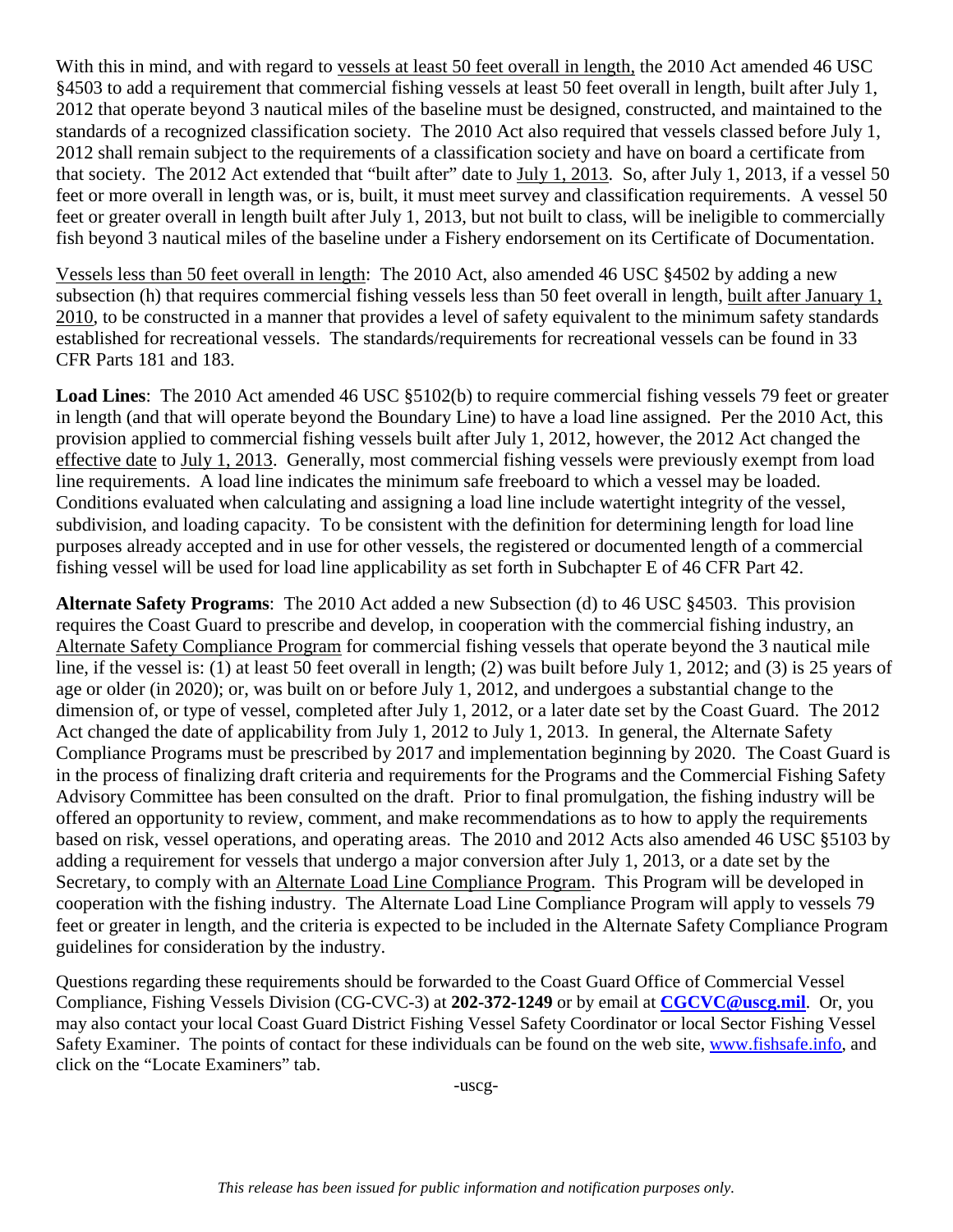With this in mind, and with regard to vessels at least 50 feet overall in length, the 2010 Act amended 46 USC §4503 to add a requirement that commercial fishing vessels at least 50 feet overall in length, built after July 1, 2012 that operate beyond 3 nautical miles of the baseline must be designed, constructed, and maintained to the standards of a recognized classification society. The 2010 Act also required that vessels classed before July 1, 2012 shall remain subject to the requirements of a classification society and have on board a certificate from that society. The 2012 Act extended that "built after" date to July 1, 2013. So, after July 1, 2013, if a vessel 50 feet or more overall in length was, or is, built, it must meet survey and classification requirements. A vessel 50 feet or greater overall in length built after July 1, 2013, but not built to class, will be ineligible to commercially fish beyond 3 nautical miles of the baseline under a Fishery endorsement on its Certificate of Documentation.

Vessels less than 50 feet overall in length: The 2010 Act, also amended 46 USC §4502 by adding a new subsection (h) that requires commercial fishing vessels less than 50 feet overall in length, built after January 1, 2010, to be constructed in a manner that provides a level of safety equivalent to the minimum safety standards established for recreational vessels. The standards/requirements for recreational vessels can be found in 33 CFR Parts 181 and 183.

**Load Lines**: The 2010 Act amended 46 USC §5102(b) to require commercial fishing vessels 79 feet or greater in length (and that will operate beyond the Boundary Line) to have a load line assigned. Per the 2010 Act, this provision applied to commercial fishing vessels built after July 1, 2012, however, the 2012 Act changed the effective date to July 1, 2013. Generally, most commercial fishing vessels were previously exempt from load line requirements. A load line indicates the minimum safe freeboard to which a vessel may be loaded. Conditions evaluated when calculating and assigning a load line include watertight integrity of the vessel, subdivision, and loading capacity. To be consistent with the definition for determining length for load line purposes already accepted and in use for other vessels, the registered or documented length of a commercial fishing vessel will be used for load line applicability as set forth in Subchapter E of 46 CFR Part 42.

**Alternate Safety Programs**: The 2010 Act added a new Subsection (d) to 46 USC §4503. This provision requires the Coast Guard to prescribe and develop, in cooperation with the commercial fishing industry, an Alternate Safety Compliance Program for commercial fishing vessels that operate beyond the 3 nautical mile line, if the vessel is: (1) at least 50 feet overall in length; (2) was built before July 1, 2012; and (3) is 25 years of age or older (in 2020); or, was built on or before July 1, 2012, and undergoes a substantial change to the dimension of, or type of vessel, completed after July 1, 2012, or a later date set by the Coast Guard. The 2012 Act changed the date of applicability from July 1, 2012 to July 1, 2013. In general, the Alternate Safety Compliance Programs must be prescribed by 2017 and implementation beginning by 2020. The Coast Guard is in the process of finalizing draft criteria and requirements for the Programs and the Commercial Fishing Safety Advisory Committee has been consulted on the draft. Prior to final promulgation, the fishing industry will be offered an opportunity to review, comment, and make recommendations as to how to apply the requirements based on risk, vessel operations, and operating areas. The 2010 and 2012 Acts also amended 46 USC §5103 by adding a requirement for vessels that undergo a major conversion after July 1, 2013, or a date set by the Secretary, to comply with an Alternate Load Line Compliance Program. This Program will be developed in cooperation with the fishing industry. The Alternate Load Line Compliance Program will apply to vessels 79 feet or greater in length, and the criteria is expected to be included in the Alternate Safety Compliance Program guidelines for consideration by the industry.

Questions regarding these requirements should be forwarded to the Coast Guard Office of Commercial Vessel Compliance, Fishing Vessels Division (CG-CVC-3) at **202-372-1249** or by email at **CGCVC@uscg.mil**. Or, you may also contact your local Coast Guard District Fishing Vessel Safety Coordinator or local Sector Fishing Vessel Safety Examiner. The points of contact for these individuals can be found on the web site, www.fishsafe.info, and click on the "Locate Examiners" tab.

-uscg-

*This release has been issued for public information and notification purposes only.*